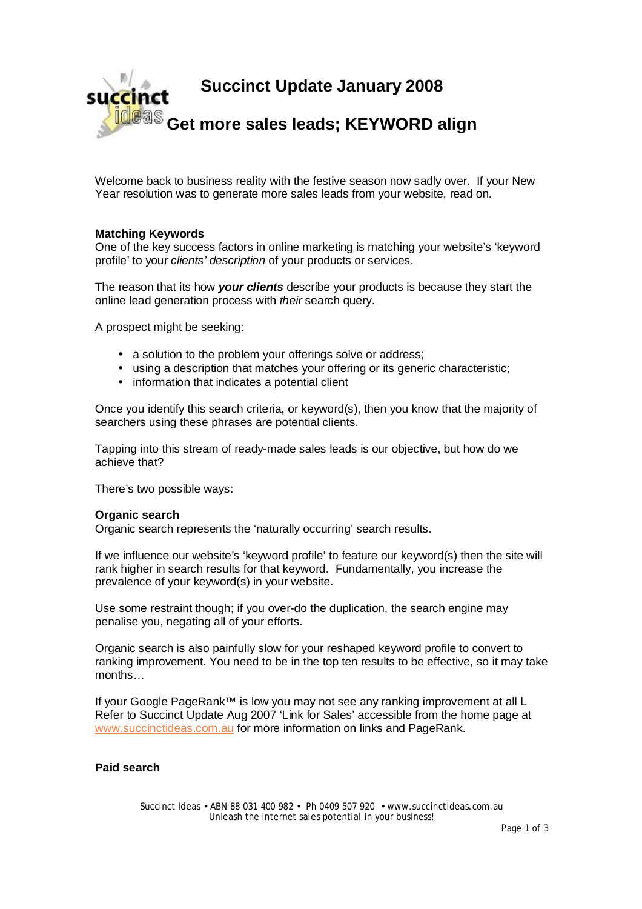# Succinct Update January 2008

## Get more sales leads; KEYWORD align

Welcome back to business reality with the festive season now sadly over. If your New Year resolution was to generate more sales leads from your website, read on.

**Matching Keywords**
One of the key success factors in online marketing is matching your website's 'keyword profile' to your *clients' description* of your products or services.

The reason that its how ***your clients*** describe your products is because they start the online lead generation process with *their* search query.

A prospect might be seeking:

- a solution to the problem your offerings solve or address;
- using a description that matches your offering or its generic characteristic;
- information that indicates a potential client

Once you identify this search criteria, or keyword(s), then you know that the majority of searchers using these phrases are potential clients.

Tapping into this stream of ready-made sales leads is our objective, but how do we achieve that?

There's two possible ways:

**Organic search**
Organic search represents the 'naturally occurring' search results.

If we influence our website's 'keyword profile' to feature our keyword(s) then the site will rank higher in search results for that keyword. Fundamentally, you increase the prevalence of your keyword(s) in your website.

Use some restraint though; if you over-do the duplication, the search engine may penalise you, negating all of your efforts.

Organic search is also painfully slow for your reshaped keyword profile to convert to ranking improvement. You need to be in the top ten results to be effective, so it may take months…

If your Google PageRank™ is low you may not see any ranking improvement at all L
Refer to Succinct Update Aug 2007 'Link for Sales' accessible from the home page at www.succinctideas.com.au for more information on links and PageRank.

**Paid search**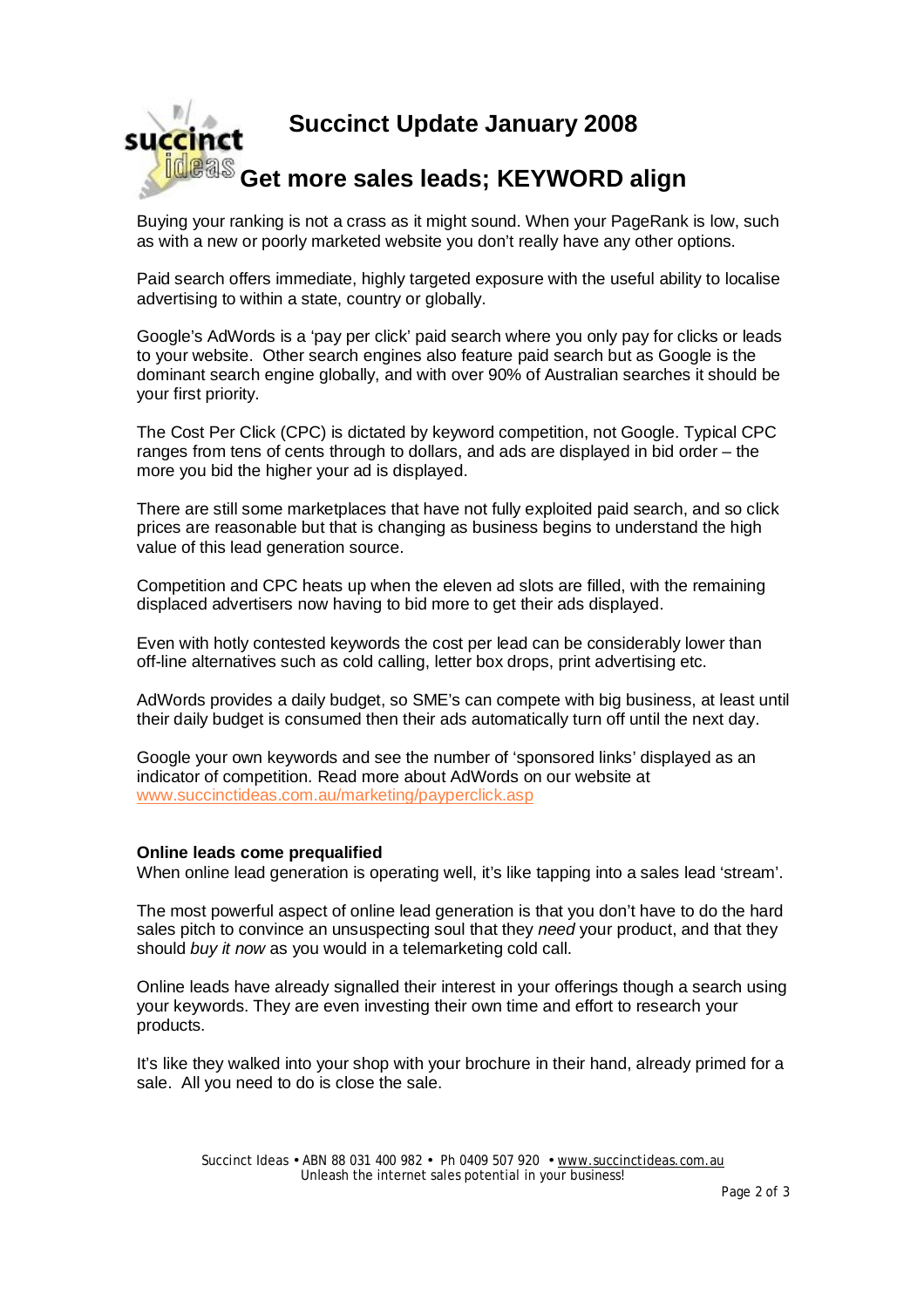# Succinct Update January 2008

## Get more sales leads; KEYWORD align

Buying your ranking is not a crass as it might sound. When your PageRank is low, such as with a new or poorly marketed website you don't really have any other options.

Paid search offers immediate, highly targeted exposure with the useful ability to localise advertising to within a state, country or globally.

Google's AdWords is a 'pay per click' paid search where you only pay for clicks or leads to your website. Other search engines also feature paid search but as Google is the dominant search engine globally, and with over 90% of Australian searches it should be your first priority.

The Cost Per Click (CPC) is dictated by keyword competition, not Google. Typical CPC ranges from tens of cents through to dollars, and ads are displayed in bid order – the more you bid the higher your ad is displayed.

There are still some marketplaces that have not fully exploited paid search, and so click prices are reasonable but that is changing as business begins to understand the high value of this lead generation source.

Competition and CPC heats up when the eleven ad slots are filled, with the remaining displaced advertisers now having to bid more to get their ads displayed.

Even with hotly contested keywords the cost per lead can be considerably lower than off-line alternatives such as cold calling, letter box drops, print advertising etc.

AdWords provides a daily budget, so SME's can compete with big business, at least until their daily budget is consumed then their ads automatically turn off until the next day.

Google your own keywords and see the number of 'sponsored links' displayed as an indicator of competition. Read more about AdWords on our website at www.succinctideas.com.au/marketing/payperclick.asp

**Online leads come prequalified**

When online lead generation is operating well, it's like tapping into a sales lead 'stream'.

The most powerful aspect of online lead generation is that you don't have to do the hard sales pitch to convince an unsuspecting soul that they *need* your product, and that they should *buy it now* as you would in a telemarketing cold call.

Online leads have already signalled their interest in your offerings though a search using your keywords. They are even investing their own time and effort to research your products.

It's like they walked into your shop with your brochure in their hand, already primed for a sale. All you need to do is close the sale.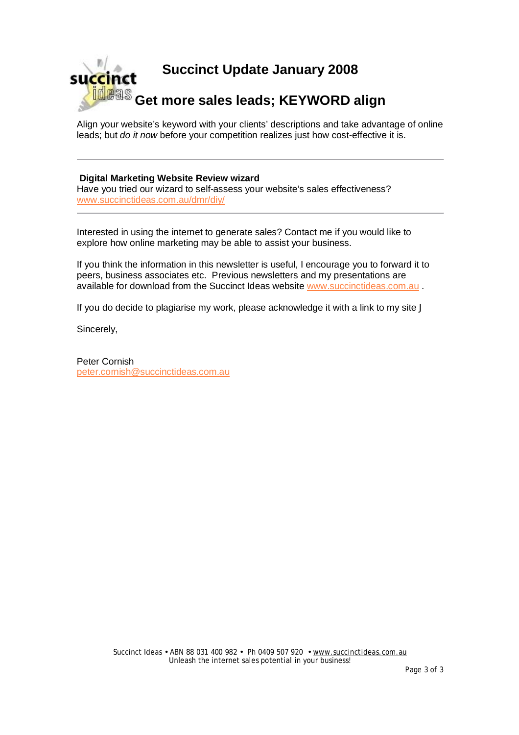# Succinct Update January 2008

## Get more sales leads; KEYWORD align

Align your website's keyword with your clients' descriptions and take advantage of online leads; but *do it now* before your competition realizes just how cost-effective it is.

---

**Digital Marketing Website Review wizard**
Have you tried our wizard to self-assess your website's sales effectiveness?
www.succinctideas.com.au/dmr/diy/

---

Interested in using the internet to generate sales? Contact me if you would like to explore how online marketing may be able to assist your business.

If you think the information in this newsletter is useful, I encourage you to forward it to peers, business associates etc. Previous newsletters and my presentations are available for download from the Succinct Ideas website www.succinctideas.com.au .

If you do decide to plagiarise my work, please acknowledge it with a link to my site J

Sincerely,

Peter Cornish
peter.cornish@succinctideas.com.au

Succinct Ideas • ABN 88 031 400 982 • Ph 0409 507 920 • www.succinctideas.com.au
Unleash the internet sales potential in your business!